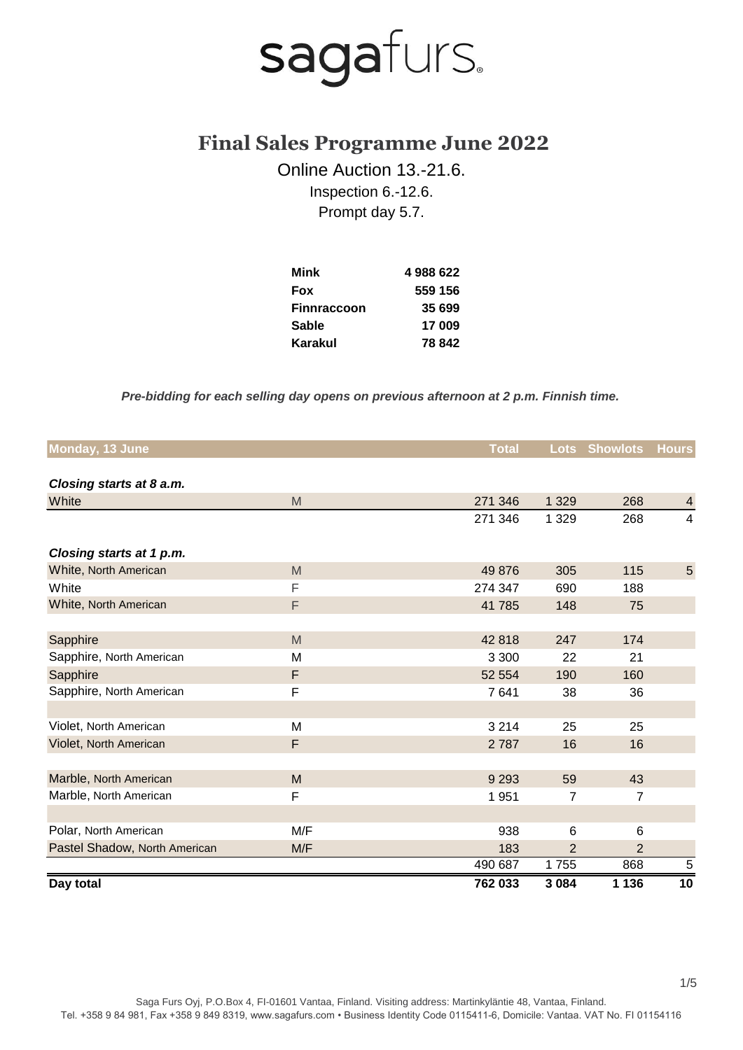# sagafurs

## Final Sales Programme June 2022

Online Auction 13.-21.6.

Inspection 6.-12.6.

Prompt day 5.7.

| | |
|---|---|
| **Mink** | **4 988 622** |
| **Fox** | **559 156** |
| **Finnraccoon** | **35 699** |
| **Sable** | **17 009** |
| **Karakul** | **78 842** |

***Pre-bidding for each selling day opens on previous afternoon at 2 p.m. Finnish time.***

| Monday, 13 June | | Total | Lots | Showlots | Hours |
|---|---|---|---|---|---|
| ***Closing starts at 8 a.m.*** | | | | | |
| White | M | 271 346 | 1 329 | 268 | 4 |
| | | 271 346 | 1 329 | 268 | 4 |
| ***Closing starts at 1 p.m.*** | | | | | |
| White, North American | M | 49 876 | 305 | 115 | 5 |
| White | F | 274 347 | 690 | 188 | |
| White, North American | F | 41 785 | 148 | 75 | |
| Sapphire | M | 42 818 | 247 | 174 | |
| Sapphire, North American | M | 3 300 | 22 | 21 | |
| Sapphire | F | 52 554 | 190 | 160 | |
| Sapphire, North American | F | 7 641 | 38 | 36 | |
| Violet, North American | M | 3 214 | 25 | 25 | |
| Violet, North American | F | 2 787 | 16 | 16 | |
| Marble, North American | M | 9 293 | 59 | 43 | |
| Marble, North American | F | 1 951 | 7 | 7 | |
| Polar, North American | M/F | 938 | 6 | 6 | |
| Pastel Shadow, North American | M/F | 183 | 2 | 2 | |
| | | 490 687 | 1 755 | 868 | 5 |
| **Day total** | | **762 033** | **3 084** | **1 136** | **10** |

Saga Furs Oyj, P.O.Box 4, FI-01601 Vantaa, Finland. Visiting address: Martinkyläntie 48, Vantaa, Finland.
Tel. +358 9 84 981, Fax +358 9 849 8319, www.sagafurs.com • Business Identity Code 0115411-6, Domicile: Vantaa. VAT No. FI 01154116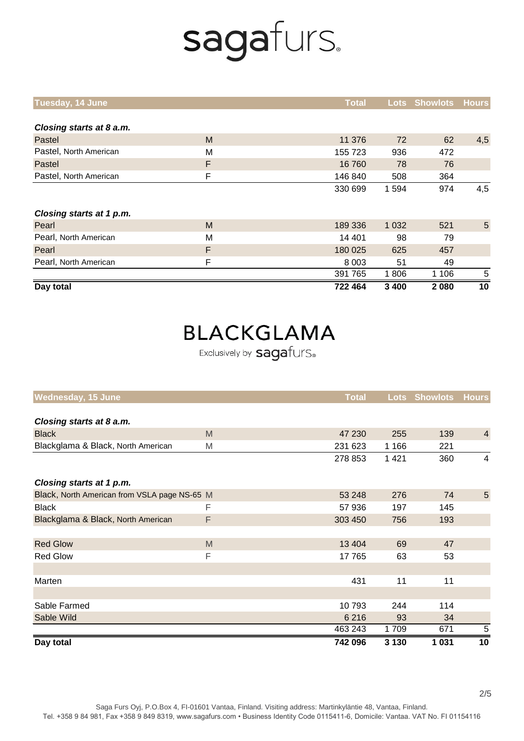# sagafurs.

| Tuesday, 14 June | | Total | Lots | Showlots | Hours |
|---|---|---|---|---|---|
| ***Closing starts at 8 a.m.*** | | | | | |
| Pastel | M | 11 376 | 72 | 62 | 4,5 |
| Pastel, North American | M | 155 723 | 936 | 472 | |
| Pastel | F | 16 760 | 78 | 76 | |
| Pastel, North American | F | 146 840 | 508 | 364 | |
| | | 330 699 | 1 594 | 974 | 4,5 |
| ***Closing starts at 1 p.m.*** | | | | | |
| Pearl | M | 189 336 | 1 032 | 521 | 5 |
| Pearl, North American | M | 14 401 | 98 | 79 | |
| Pearl | F | 180 025 | 625 | 457 | |
| Pearl, North American | F | 8 003 | 51 | 49 | |
| | | 391 765 | 1 806 | 1 106 | 5 |
| **Day total** | | **722 464** | **3 400** | **2 080** | **10** |

BLACKGLAMA

Exclusively by sagafurs.

| Wednesday, 15 June | | Total | Lots | Showlots | Hours |
|---|---|---|---|---|---|
| ***Closing starts at 8 a.m.*** | | | | | |
| Black | M | 47 230 | 255 | 139 | 4 |
| Blackglama & Black, North American | M | 231 623 | 1 166 | 221 | |
| | | 278 853 | 1 421 | 360 | 4 |
| ***Closing starts at 1 p.m.*** | | | | | |
| Black, North American from VSLA page NS-65 | M | 53 248 | 276 | 74 | 5 |
| Black | F | 57 936 | 197 | 145 | |
| Blackglama & Black, North American | F | 303 450 | 756 | 193 | |
| Red Glow | M | 13 404 | 69 | 47 | |
| Red Glow | F | 17 765 | 63 | 53 | |
| Marten | | 431 | 11 | 11 | |
| Sable Farmed | | 10 793 | 244 | 114 | |
| Sable Wild | | 6 216 | 93 | 34 | |
| | | 463 243 | 1 709 | 671 | 5 |
| **Day total** | | **742 096** | **3 130** | **1 031** | **10** |

Saga Furs Oyj, P.O.Box 4, FI-01601 Vantaa, Finland. Visiting address: Martinkyläntie 48, Vantaa, Finland.
Tel. +358 9 84 981, Fax +358 9 849 8319, www.sagafurs.com • Business Identity Code 0115411-6, Domicile: Vantaa. VAT No. FI 01154116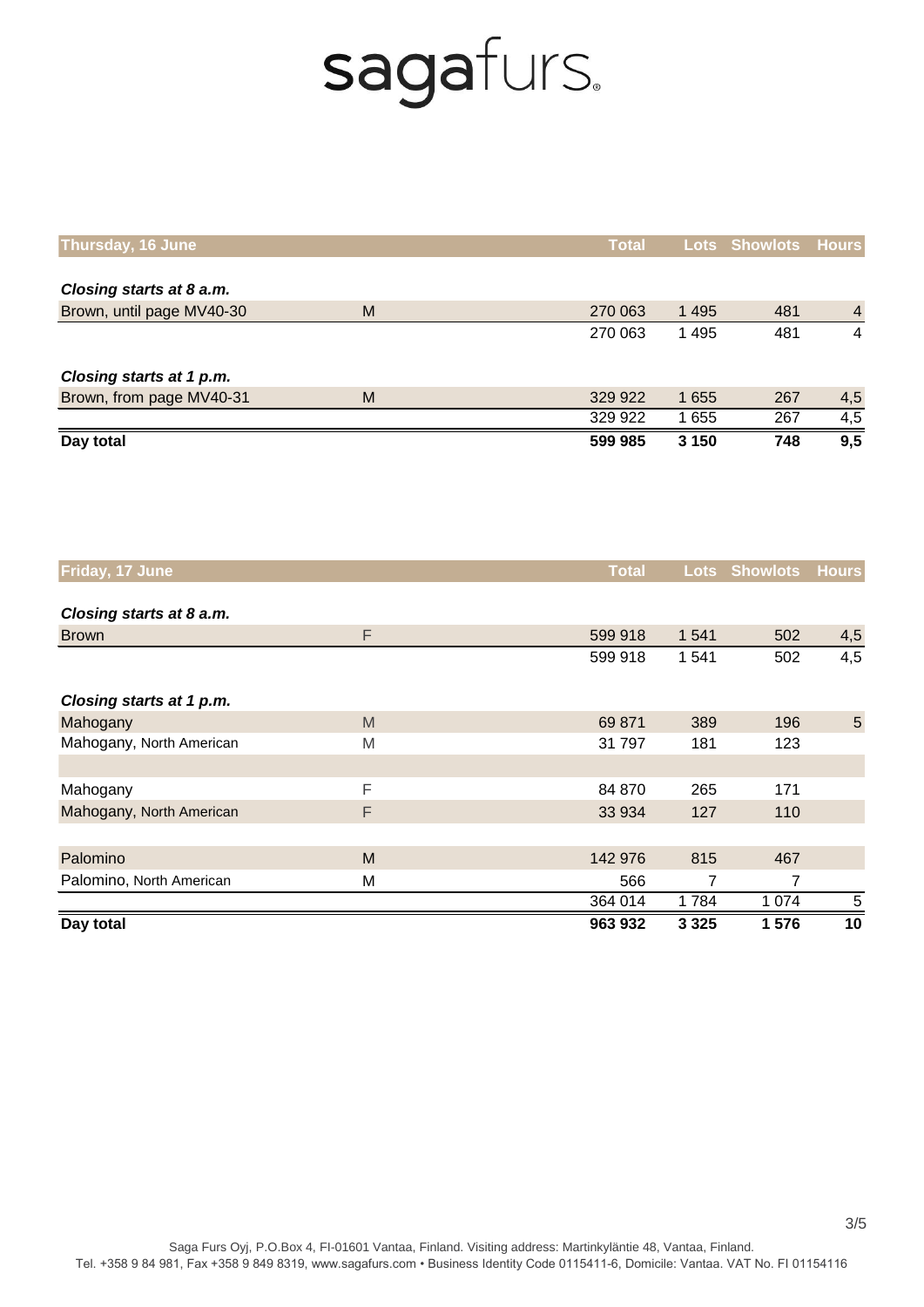| Thursday, 16 June | | Total | Lots | Showlots | Hours |
|---|---|---|---|---|---|
| ***Closing starts at 8 a.m.*** | | | | | |
| Brown, until page MV40-30 | M | 270 063 | 1 495 | 481 | 4 |
| | | 270 063 | 1 495 | 481 | 4 |
| ***Closing starts at 1 p.m.*** | | | | | |
| Brown, from page MV40-31 | M | 329 922 | 1 655 | 267 | 4,5 |
| | | 329 922 | 1 655 | 267 | 4,5 |
| **Day total** | | **599 985** | **3 150** | **748** | **9,5** |

| Friday, 17 June | | Total | Lots | Showlots | Hours |
|---|---|---|---|---|---|
| ***Closing starts at 8 a.m.*** | | | | | |
| Brown | F | 599 918 | 1 541 | 502 | 4,5 |
| | | 599 918 | 1 541 | 502 | 4,5 |
| ***Closing starts at 1 p.m.*** | | | | | |
| Mahogany | M | 69 871 | 389 | 196 | 5 |
| Mahogany, North American | M | 31 797 | 181 | 123 | |
| | | | | | |
| Mahogany | F | 84 870 | 265 | 171 | |
| Mahogany, North American | F | 33 934 | 127 | 110 | |
| | | | | | |
| Palomino | M | 142 976 | 815 | 467 | |
| Palomino, North American | M | 566 | 7 | 7 | |
| | | 364 014 | 1 784 | 1 074 | 5 |
| **Day total** | | **963 932** | **3 325** | **1 576** | **10** |

Saga Furs Oyj, P.O.Box 4, FI-01601 Vantaa, Finland. Visiting address: Martinkyläntie 48, Vantaa, Finland.
Tel. +358 9 84 981, Fax +358 9 849 8319, www.sagafurs.com • Business Identity Code 0115411-6, Domicile: Vantaa. VAT No. FI 01154116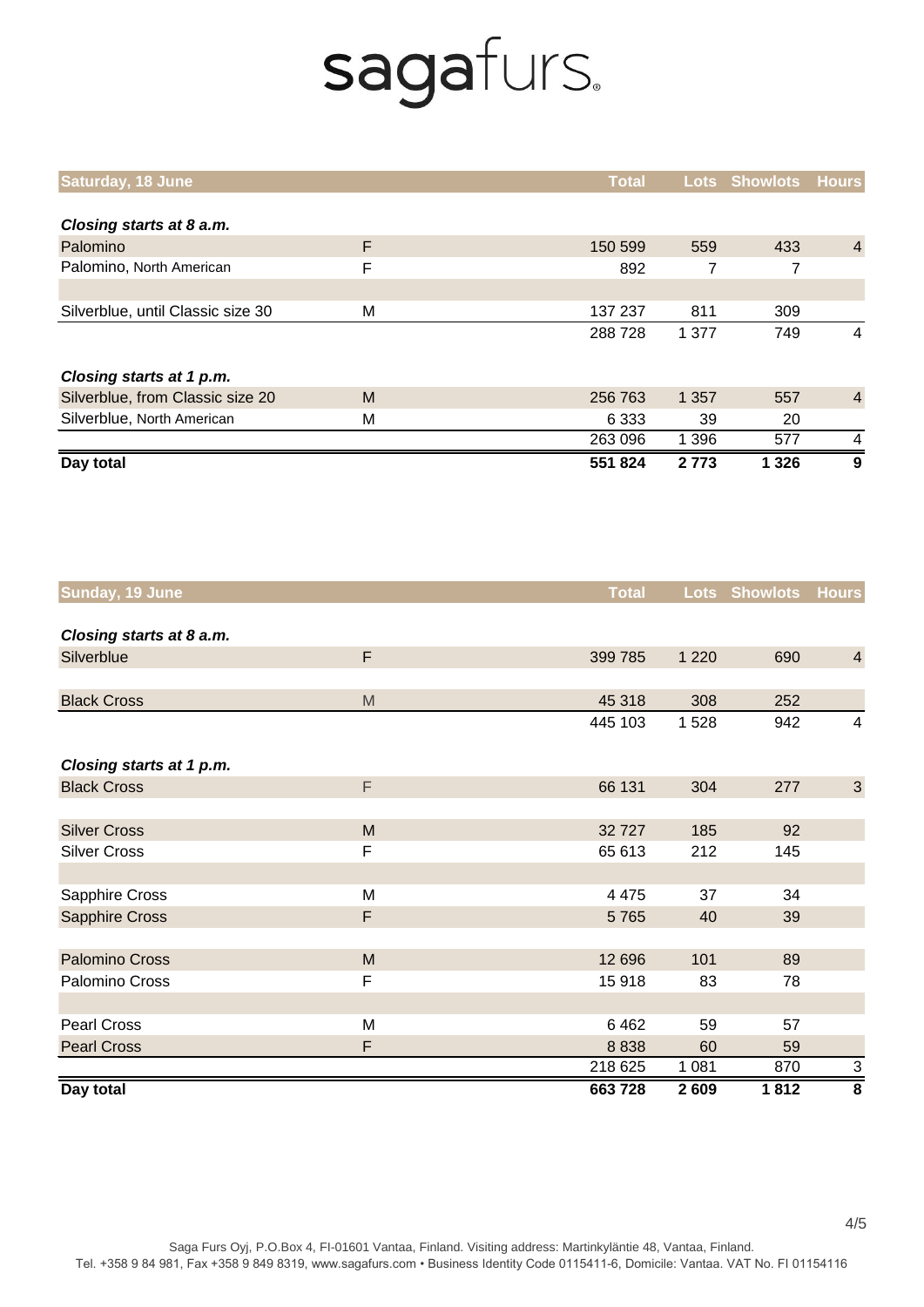sagafurs.

| Saturday, 18 June | | Total | Lots | Showlots | Hours |
| --- | --- | --- | --- | --- | --- |
| ***Closing starts at 8 a.m.*** | | | | | |
| Palomino | F | 150 599 | 559 | 433 | 4 |
| Palomino, North American | F | 892 | 7 | 7 | |
| | | | | | |
| Silverblue, until Classic size 30 | M | 137 237 | 811 | 309 | |
| | | 288 728 | 1 377 | 749 | 4 |
| ***Closing starts at 1 p.m.*** | | | | | |
| Silverblue, from Classic size 20 | M | 256 763 | 1 357 | 557 | 4 |
| Silverblue, North American | M | 6 333 | 39 | 20 | |
| | | 263 096 | 1 396 | 577 | 4 |
| **Day total** | | **551 824** | **2 773** | **1 326** | **9** |

| Sunday, 19 June | | Total | Lots | Showlots | Hours |
| --- | --- | --- | --- | --- | --- |
| ***Closing starts at 8 a.m.*** | | | | | |
| Silverblue | F | 399 785 | 1 220 | 690 | 4 |
| | | | | | |
| Black Cross | M | 45 318 | 308 | 252 | |
| | | 445 103 | 1 528 | 942 | 4 |
| ***Closing starts at 1 p.m.*** | | | | | |
| Black Cross | F | 66 131 | 304 | 277 | 3 |
| | | | | | |
| Silver Cross | M | 32 727 | 185 | 92 | |
| Silver Cross | F | 65 613 | 212 | 145 | |
| | | | | | |
| Sapphire Cross | M | 4 475 | 37 | 34 | |
| Sapphire Cross | F | 5 765 | 40 | 39 | |
| | | | | | |
| Palomino Cross | M | 12 696 | 101 | 89 | |
| Palomino Cross | F | 15 918 | 83 | 78 | |
| | | | | | |
| Pearl Cross | M | 6 462 | 59 | 57 | |
| Pearl Cross | F | 8 838 | 60 | 59 | |
| | | 218 625 | 1 081 | 870 | 3 |
| **Day total** | | **663 728** | **2 609** | **1 812** | **8** |

Saga Furs Oyj, P.O.Box 4, FI-01601 Vantaa, Finland. Visiting address: Martinkyläntie 48, Vantaa, Finland.
Tel. +358 9 84 981, Fax +358 9 849 8319, www.sagafurs.com • Business Identity Code 0115411-6, Domicile: Vantaa. VAT No. FI 01154116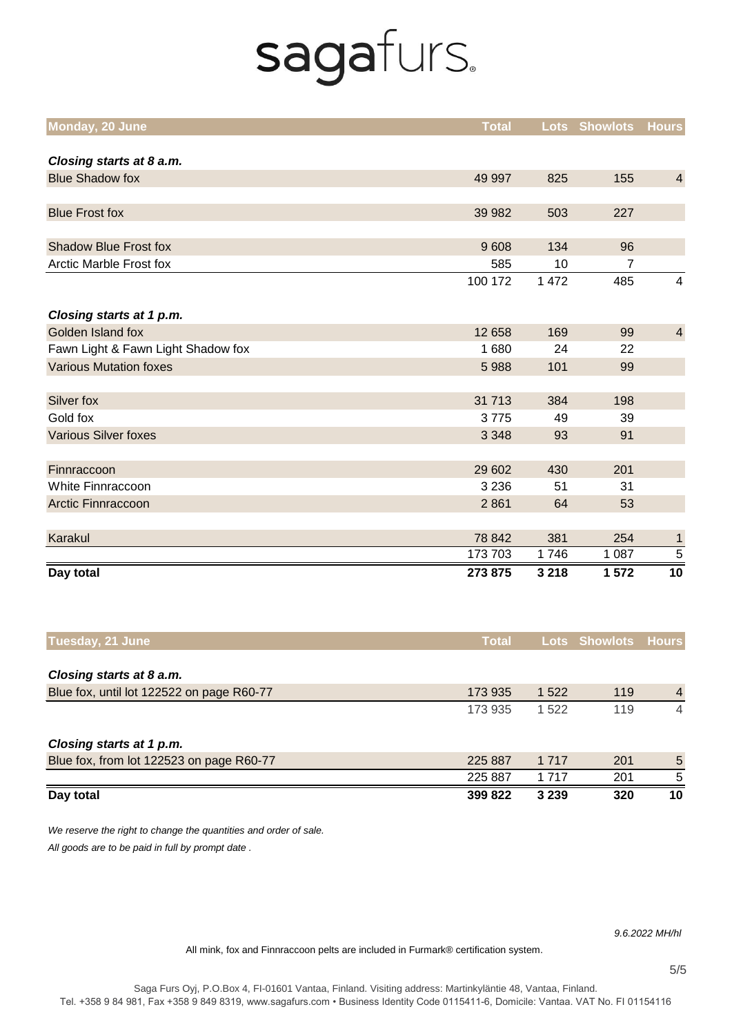# sagafurs

| Monday, 20 June | Total | Lots | Showlots | Hours |
|---|---|---|---|---|
| ***Closing starts at 8 a.m.*** | | | | |
| Blue Shadow fox | 49 997 | 825 | 155 | 4 |
| Blue Frost fox | 39 982 | 503 | 227 | |
| Shadow Blue Frost fox | 9 608 | 134 | 96 | |
| Arctic Marble Frost fox | 585 | 10 | 7 | |
| | 100 172 | 1 472 | 485 | 4 |
| ***Closing starts at 1 p.m.*** | | | | |
| Golden Island fox | 12 658 | 169 | 99 | 4 |
| Fawn Light & Fawn Light Shadow fox | 1 680 | 24 | 22 | |
| Various Mutation foxes | 5 988 | 101 | 99 | |
| Silver fox | 31 713 | 384 | 198 | |
| Gold fox | 3 775 | 49 | 39 | |
| Various Silver foxes | 3 348 | 93 | 91 | |
| Finnraccoon | 29 602 | 430 | 201 | |
| White Finnraccoon | 3 236 | 51 | 31 | |
| Arctic Finnraccoon | 2 861 | 64 | 53 | |
| Karakul | 78 842 | 381 | 254 | 1 |
| | 173 703 | 1 746 | 1 087 | 5 |
| **Day total** | **273 875** | **3 218** | **1 572** | **10** |

| Tuesday, 21 June | Total | Lots | Showlots | Hours |
|---|---|---|---|---|
| ***Closing starts at 8 a.m.*** | | | | |
| Blue fox, until lot 122522 on page R60-77 | 173 935 | 1 522 | 119 | 4 |
| | 173 935 | 1 522 | 119 | 4 |
| ***Closing starts at 1 p.m.*** | | | | |
| Blue fox, from lot 122523 on page R60-77 | 225 887 | 1 717 | 201 | 5 |
| | 225 887 | 1 717 | 201 | 5 |
| **Day total** | **399 822** | **3 239** | **320** | **10** |

*We reserve the right to change the quantities and order of sale.*

*All goods are to be paid in full by prompt date .*

*9.6.2022 MH/hl*

All mink, fox and Finnraccoon pelts are included in Furmark® certification system.

Saga Furs Oyj, P.O.Box 4, FI-01601 Vantaa, Finland. Visiting address: Martinkyläntie 48, Vantaa, Finland.
Tel. +358 9 84 981, Fax +358 9 849 8319, www.sagafurs.com • Business Identity Code 0115411-6, Domicile: Vantaa. VAT No. FI 01154116